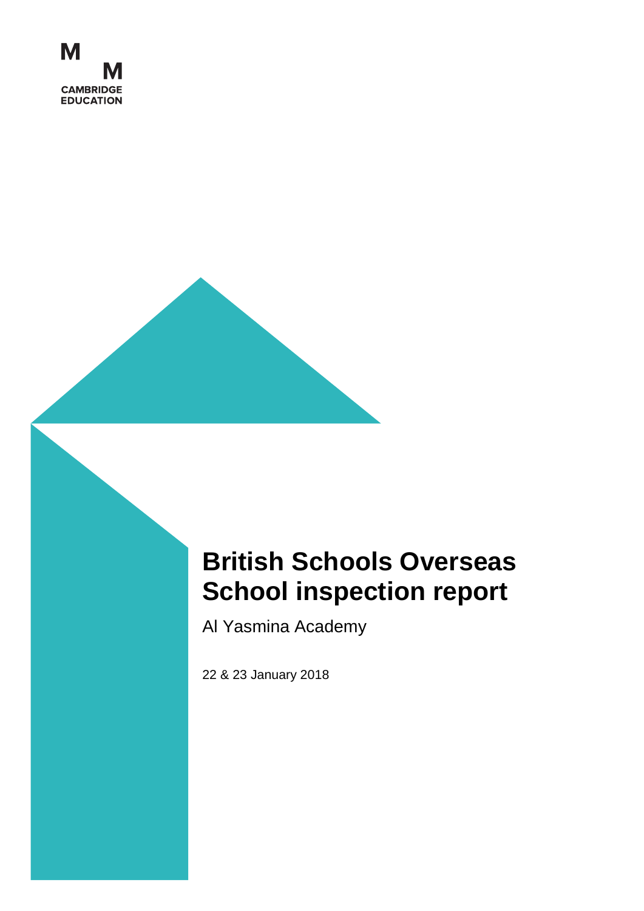M
M
CAMBRIDGE
EDUCATION

# British Schools Overseas School inspection report

Al Yasmina Academy

22 & 23 January 2018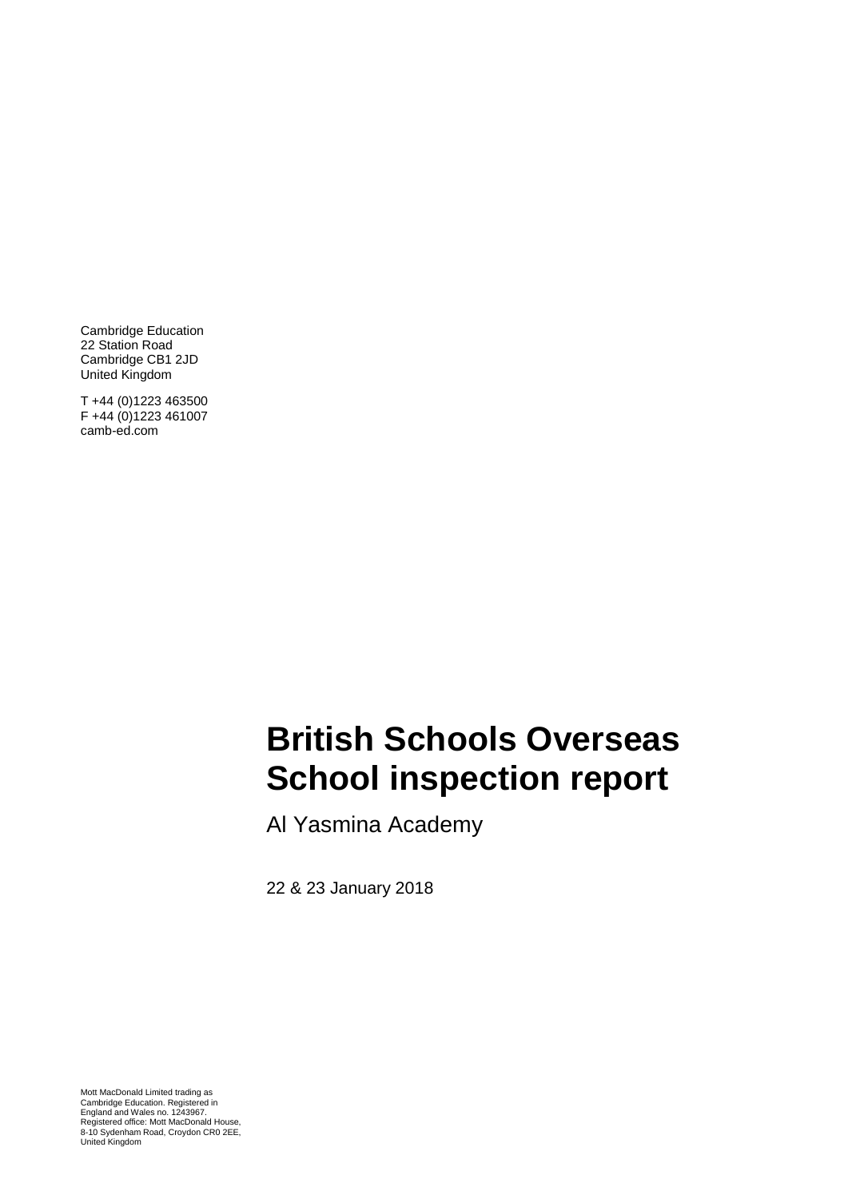Cambridge Education
22 Station Road
Cambridge CB1 2JD
United Kingdom

T +44 (0)1223 463500
F +44 (0)1223 461007
camb-ed.com

# British Schools Overseas School inspection report

Al Yasmina Academy

22 & 23 January 2018

Mott MacDonald Limited trading as Cambridge Education. Registered in England and Wales no. 1243967. Registered office: Mott MacDonald House, 8-10 Sydenham Road, Croydon CR0 2EE, United Kingdom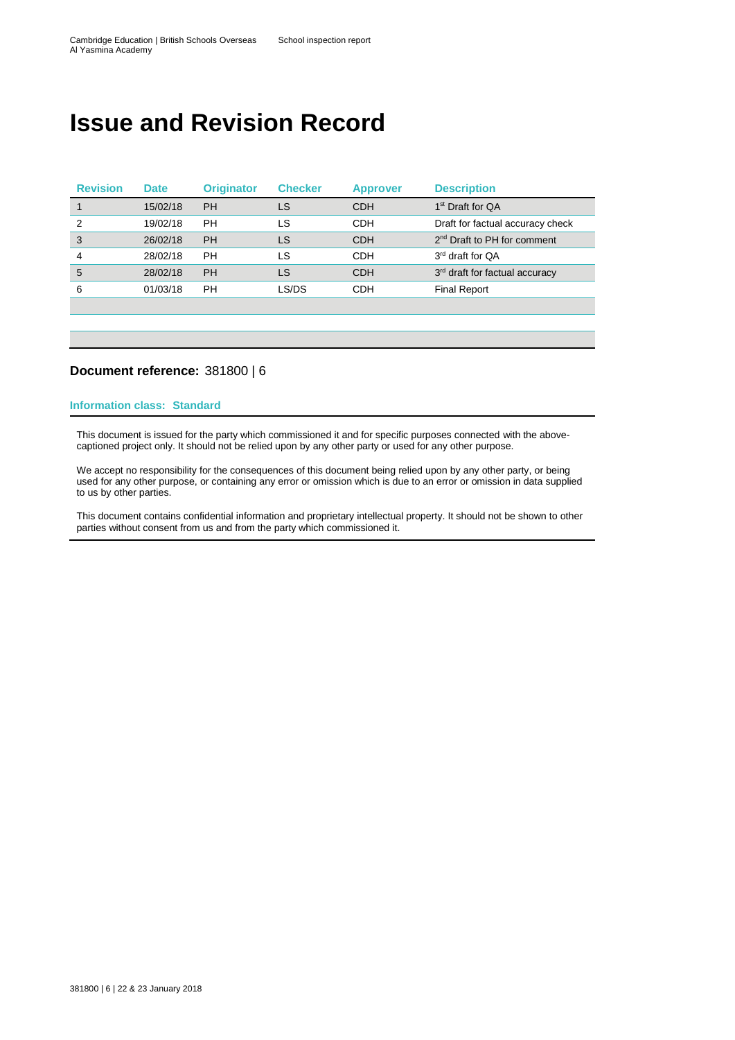# Issue and Revision Record

| Revision | Date | Originator | Checker | Approver | Description |
|---|---|---|---|---|---|
| 1 | 15/02/18 | PH | LS | CDH | 1st Draft for QA |
| 2 | 19/02/18 | PH | LS | CDH | Draft for factual accuracy check |
| 3 | 26/02/18 | PH | LS | CDH | 2nd Draft to PH for comment |
| 4 | 28/02/18 | PH | LS | CDH | 3rd draft for QA |
| 5 | 28/02/18 | PH | LS | CDH | 3rd draft for factual accuracy |
| 6 | 01/03/18 | PH | LS/DS | CDH | Final Report |
| | | | | | |
| | | | | | |
| | | | | | |

**Document reference:** 381800 | 6

**Information class: Standard**

This document is issued for the party which commissioned it and for specific purposes connected with the above-captioned project only. It should not be relied upon by any other party or used for any other purpose.

We accept no responsibility for the consequences of this document being relied upon by any other party, or being used for any other purpose, or containing any error or omission which is due to an error or omission in data supplied to us by other parties.

This document contains confidential information and proprietary intellectual property. It should not be shown to other parties without consent from us and from the party which commissioned it.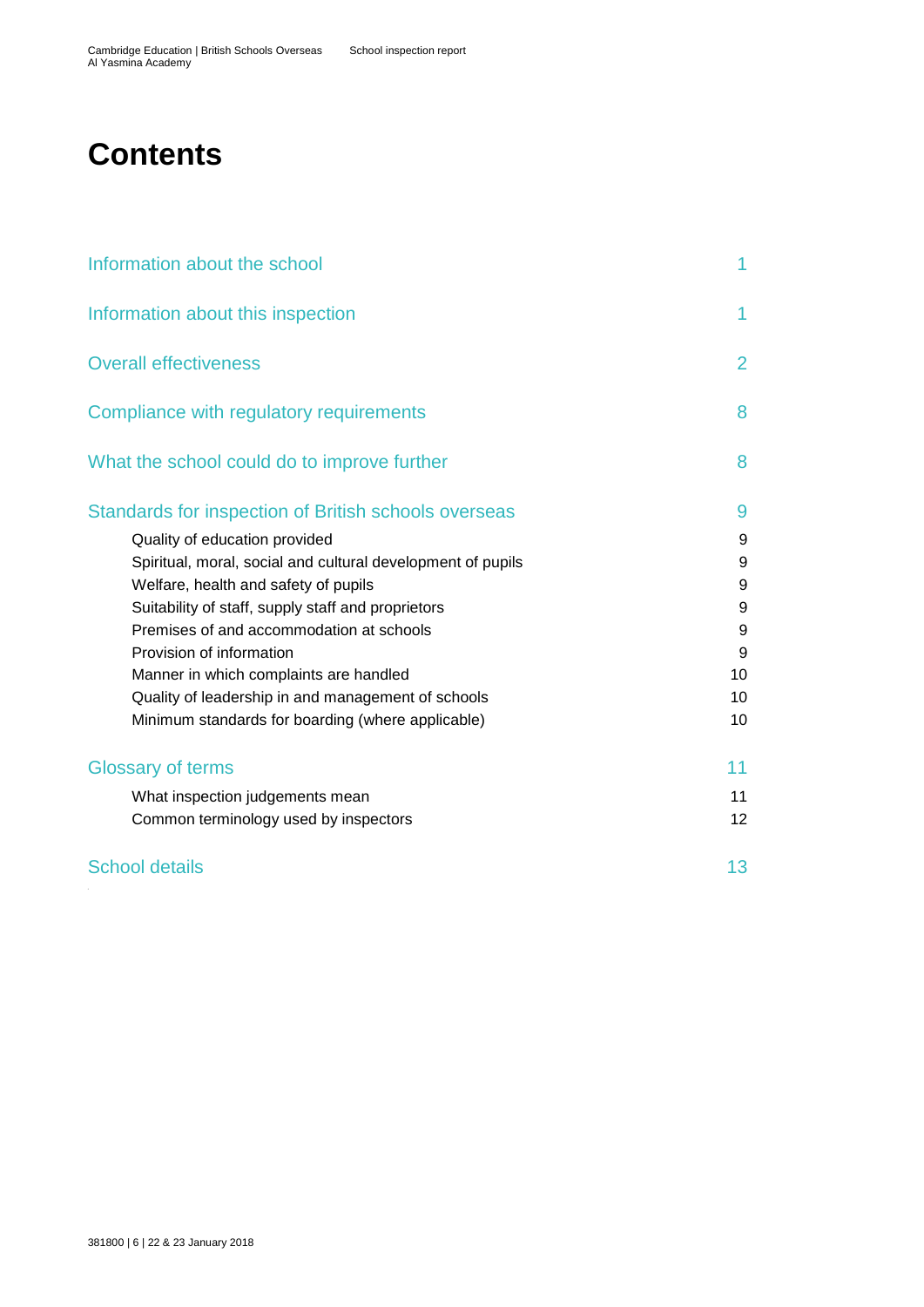# Contents

| | |
|---|---|
| Information about the school | 1 |
| Information about this inspection | 1 |
| Overall effectiveness | 2 |
| Compliance with regulatory requirements | 8 |
| What the school could do to improve further | 8 |
| Standards for inspection of British schools overseas | 9 |
| Quality of education provided | 9 |
| Spiritual, moral, social and cultural development of pupils | 9 |
| Welfare, health and safety of pupils | 9 |
| Suitability of staff, supply staff and proprietors | 9 |
| Premises of and accommodation at schools | 9 |
| Provision of information | 9 |
| Manner in which complaints are handled | 10 |
| Quality of leadership in and management of schools | 10 |
| Minimum standards for boarding (where applicable) | 10 |
| Glossary of terms | 11 |
| What inspection judgements mean | 11 |
| Common terminology used by inspectors | 12 |
| School details | 13 |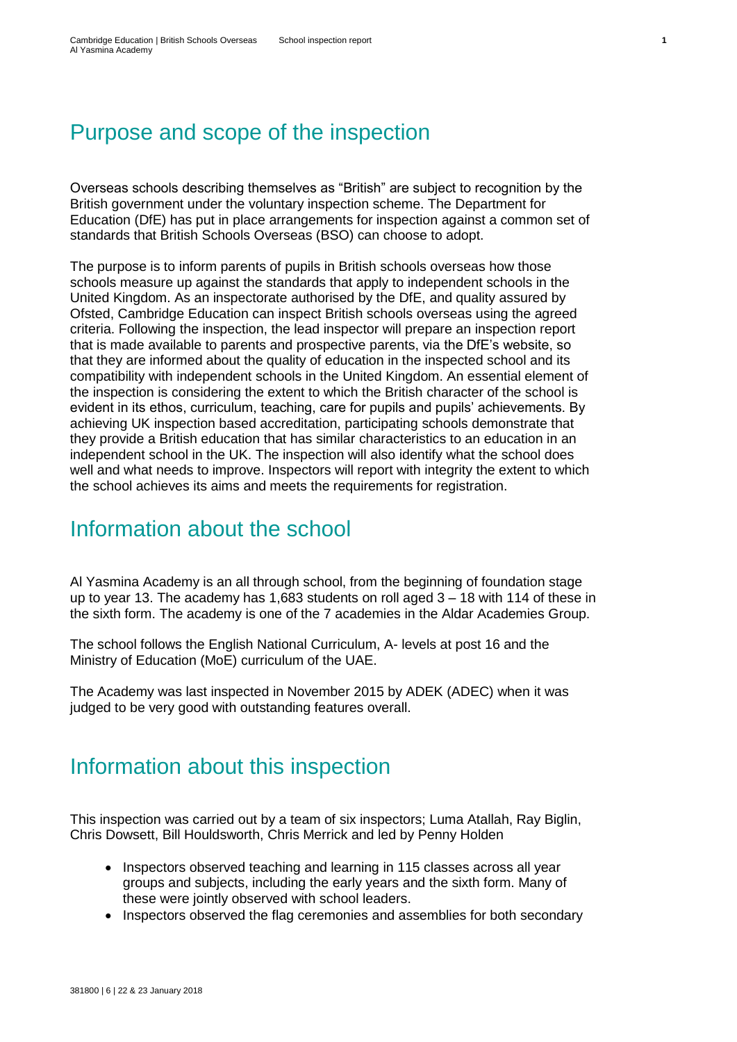## Purpose and scope of the inspection

Overseas schools describing themselves as "British" are subject to recognition by the British government under the voluntary inspection scheme. The Department for Education (DfE) has put in place arrangements for inspection against a common set of standards that British Schools Overseas (BSO) can choose to adopt.

The purpose is to inform parents of pupils in British schools overseas how those schools measure up against the standards that apply to independent schools in the United Kingdom. As an inspectorate authorised by the DfE, and quality assured by Ofsted, Cambridge Education can inspect British schools overseas using the agreed criteria. Following the inspection, the lead inspector will prepare an inspection report that is made available to parents and prospective parents, via the DfE's website, so that they are informed about the quality of education in the inspected school and its compatibility with independent schools in the United Kingdom. An essential element of the inspection is considering the extent to which the British character of the school is evident in its ethos, curriculum, teaching, care for pupils and pupils' achievements. By achieving UK inspection based accreditation, participating schools demonstrate that they provide a British education that has similar characteristics to an education in an independent school in the UK. The inspection will also identify what the school does well and what needs to improve. Inspectors will report with integrity the extent to which the school achieves its aims and meets the requirements for registration.

## Information about the school

Al Yasmina Academy is an all through school, from the beginning of foundation stage up to year 13. The academy has 1,683 students on roll aged 3 – 18 with 114 of these in the sixth form. The academy is one of the 7 academies in the Aldar Academies Group.

The school follows the English National Curriculum, A- levels at post 16 and the Ministry of Education (MoE) curriculum of the UAE.

The Academy was last inspected in November 2015 by ADEK (ADEC) when it was judged to be very good with outstanding features overall.

## Information about this inspection

This inspection was carried out by a team of six inspectors; Luma Atallah, Ray Biglin, Chris Dowsett, Bill Houldsworth, Chris Merrick and led by Penny Holden

- Inspectors observed teaching and learning in 115 classes across all year groups and subjects, including the early years and the sixth form. Many of these were jointly observed with school leaders.
- Inspectors observed the flag ceremonies and assemblies for both secondary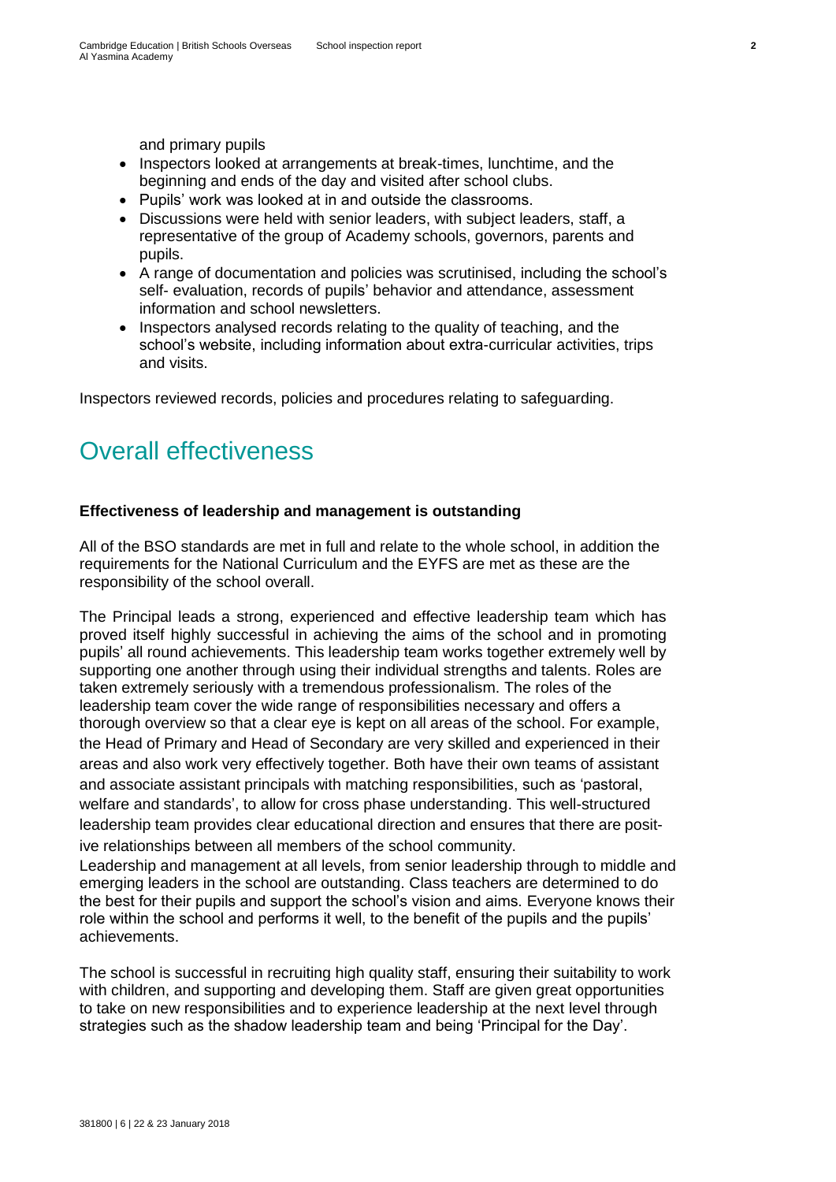and primary pupils

- Inspectors looked at arrangements at break-times, lunchtime, and the beginning and ends of the day and visited after school clubs.
- Pupils' work was looked at in and outside the classrooms.
- Discussions were held with senior leaders, with subject leaders, staff, a representative of the group of Academy schools, governors, parents and pupils.
- A range of documentation and policies was scrutinised, including the school's self- evaluation, records of pupils' behavior and attendance, assessment information and school newsletters.
- Inspectors analysed records relating to the quality of teaching, and the school's website, including information about extra-curricular activities, trips and visits.

Inspectors reviewed records, policies and procedures relating to safeguarding.

# Overall effectiveness

**Effectiveness of leadership and management is outstanding**

All of the BSO standards are met in full and relate to the whole school, in addition the requirements for the National Curriculum and the EYFS are met as these are the responsibility of the school overall.

The Principal leads a strong, experienced and effective leadership team which has proved itself highly successful in achieving the aims of the school and in promoting pupils' all round achievements. This leadership team works together extremely well by supporting one another through using their individual strengths and talents. Roles are taken extremely seriously with a tremendous professionalism. The roles of the leadership team cover the wide range of responsibilities necessary and offers a thorough overview so that a clear eye is kept on all areas of the school. For example, the Head of Primary and Head of Secondary are very skilled and experienced in their areas and also work very effectively together. Both have their own teams of assistant and associate assistant principals with matching responsibilities, such as 'pastoral, welfare and standards', to allow for cross phase understanding. This well-structured leadership team provides clear educational direction and ensures that there are positive relationships between all members of the school community.

Leadership and management at all levels, from senior leadership through to middle and emerging leaders in the school are outstanding. Class teachers are determined to do the best for their pupils and support the school's vision and aims. Everyone knows their role within the school and performs it well, to the benefit of the pupils and the pupils' achievements.

The school is successful in recruiting high quality staff, ensuring their suitability to work with children, and supporting and developing them. Staff are given great opportunities to take on new responsibilities and to experience leadership at the next level through strategies such as the shadow leadership team and being 'Principal for the Day'.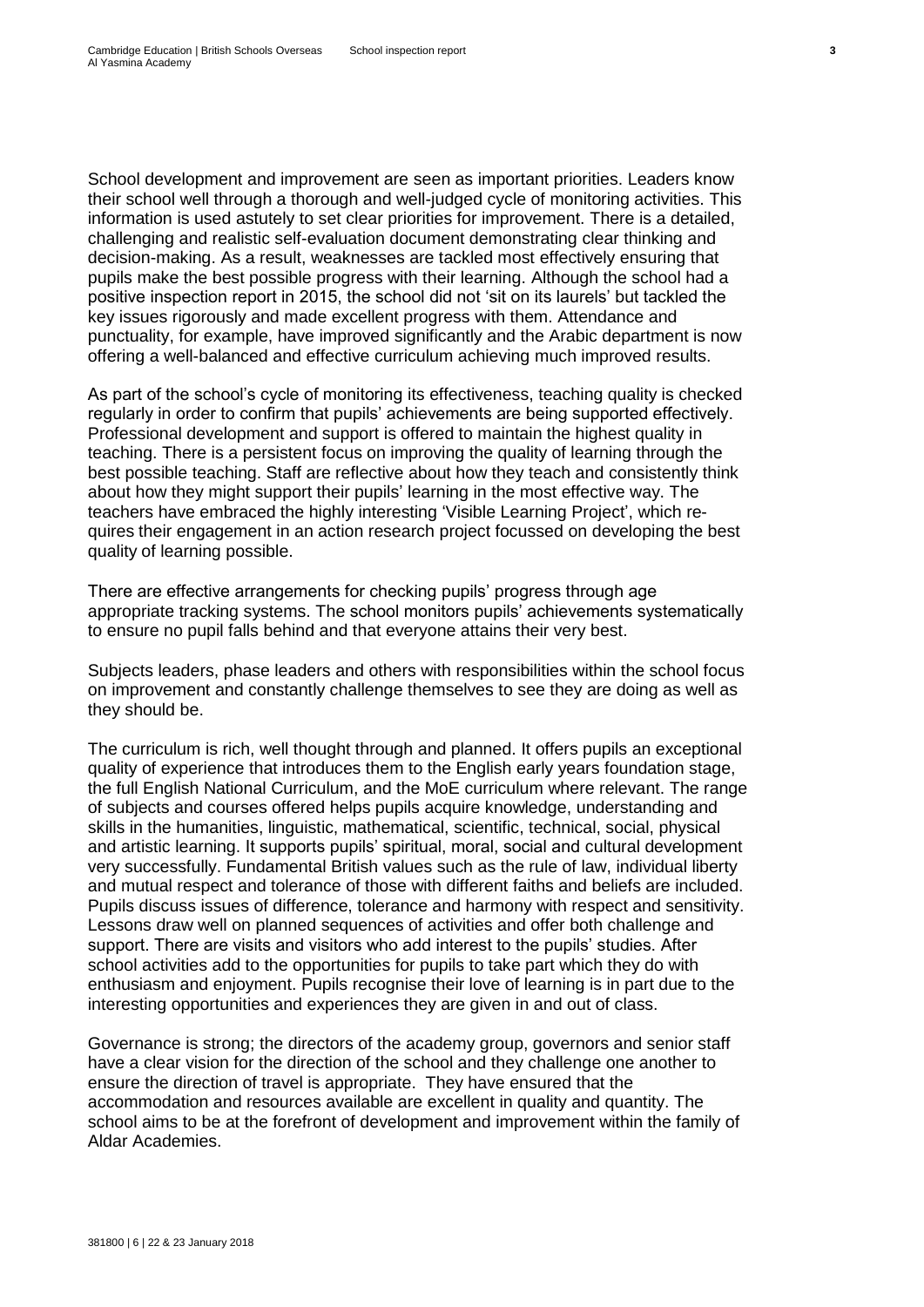School development and improvement are seen as important priorities. Leaders know their school well through a thorough and well-judged cycle of monitoring activities. This information is used astutely to set clear priorities for improvement. There is a detailed, challenging and realistic self-evaluation document demonstrating clear thinking and decision-making. As a result, weaknesses are tackled most effectively ensuring that pupils make the best possible progress with their learning. Although the school had a positive inspection report in 2015, the school did not 'sit on its laurels' but tackled the key issues rigorously and made excellent progress with them. Attendance and punctuality, for example, have improved significantly and the Arabic department is now offering a well-balanced and effective curriculum achieving much improved results.

As part of the school's cycle of monitoring its effectiveness, teaching quality is checked regularly in order to confirm that pupils' achievements are being supported effectively. Professional development and support is offered to maintain the highest quality in teaching. There is a persistent focus on improving the quality of learning through the best possible teaching. Staff are reflective about how they teach and consistently think about how they might support their pupils' learning in the most effective way. The teachers have embraced the highly interesting 'Visible Learning Project', which requires their engagement in an action research project focussed on developing the best quality of learning possible.

There are effective arrangements for checking pupils' progress through age appropriate tracking systems. The school monitors pupils' achievements systematically to ensure no pupil falls behind and that everyone attains their very best.

Subjects leaders, phase leaders and others with responsibilities within the school focus on improvement and constantly challenge themselves to see they are doing as well as they should be.

The curriculum is rich, well thought through and planned. It offers pupils an exceptional quality of experience that introduces them to the English early years foundation stage, the full English National Curriculum, and the MoE curriculum where relevant. The range of subjects and courses offered helps pupils acquire knowledge, understanding and skills in the humanities, linguistic, mathematical, scientific, technical, social, physical and artistic learning. It supports pupils' spiritual, moral, social and cultural development very successfully. Fundamental British values such as the rule of law, individual liberty and mutual respect and tolerance of those with different faiths and beliefs are included. Pupils discuss issues of difference, tolerance and harmony with respect and sensitivity. Lessons draw well on planned sequences of activities and offer both challenge and support. There are visits and visitors who add interest to the pupils' studies. After school activities add to the opportunities for pupils to take part which they do with enthusiasm and enjoyment. Pupils recognise their love of learning is in part due to the interesting opportunities and experiences they are given in and out of class.

Governance is strong; the directors of the academy group, governors and senior staff have a clear vision for the direction of the school and they challenge one another to ensure the direction of travel is appropriate. They have ensured that the accommodation and resources available are excellent in quality and quantity. The school aims to be at the forefront of development and improvement within the family of Aldar Academies.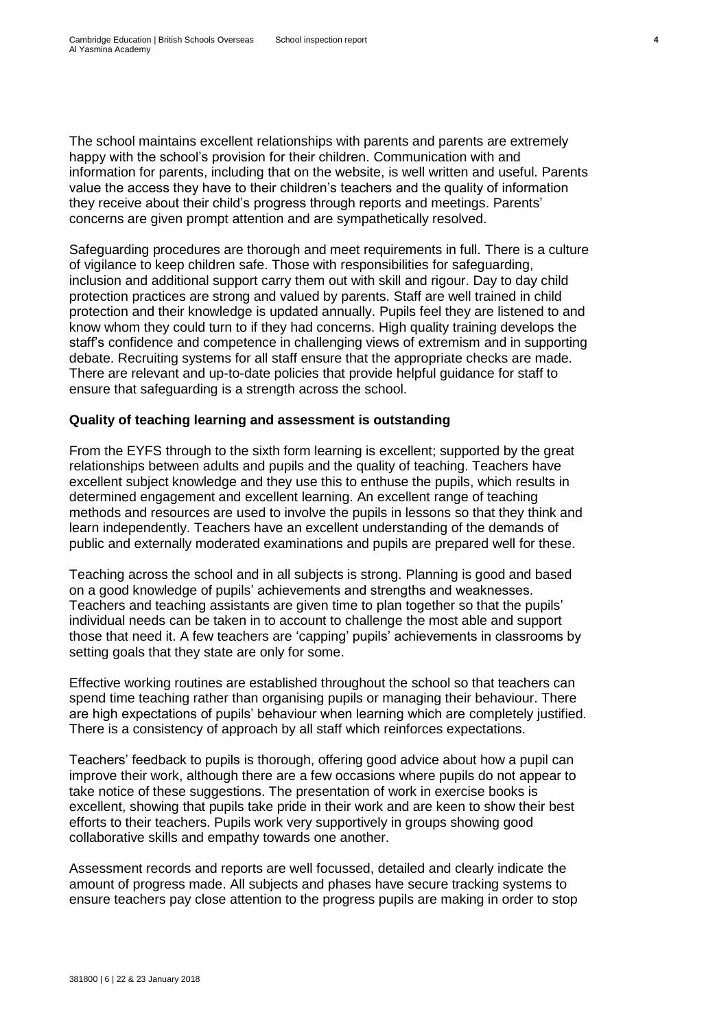The school maintains excellent relationships with parents and parents are extremely happy with the school's provision for their children. Communication with and information for parents, including that on the website, is well written and useful. Parents value the access they have to their children's teachers and the quality of information they receive about their child's progress through reports and meetings. Parents' concerns are given prompt attention and are sympathetically resolved.

Safeguarding procedures are thorough and meet requirements in full. There is a culture of vigilance to keep children safe. Those with responsibilities for safeguarding, inclusion and additional support carry them out with skill and rigour. Day to day child protection practices are strong and valued by parents. Staff are well trained in child protection and their knowledge is updated annually. Pupils feel they are listened to and know whom they could turn to if they had concerns. High quality training develops the staff's confidence and competence in challenging views of extremism and in supporting debate. Recruiting systems for all staff ensure that the appropriate checks are made. There are relevant and up-to-date policies that provide helpful guidance for staff to ensure that safeguarding is a strength across the school.

**Quality of teaching learning and assessment is outstanding**

From the EYFS through to the sixth form learning is excellent; supported by the great relationships between adults and pupils and the quality of teaching. Teachers have excellent subject knowledge and they use this to enthuse the pupils, which results in determined engagement and excellent learning. An excellent range of teaching methods and resources are used to involve the pupils in lessons so that they think and learn independently. Teachers have an excellent understanding of the demands of public and externally moderated examinations and pupils are prepared well for these.

Teaching across the school and in all subjects is strong. Planning is good and based on a good knowledge of pupils' achievements and strengths and weaknesses. Teachers and teaching assistants are given time to plan together so that the pupils' individual needs can be taken in to account to challenge the most able and support those that need it. A few teachers are 'capping' pupils' achievements in classrooms by setting goals that they state are only for some.

Effective working routines are established throughout the school so that teachers can spend time teaching rather than organising pupils or managing their behaviour. There are high expectations of pupils' behaviour when learning which are completely justified. There is a consistency of approach by all staff which reinforces expectations.

Teachers' feedback to pupils is thorough, offering good advice about how a pupil can improve their work, although there are a few occasions where pupils do not appear to take notice of these suggestions. The presentation of work in exercise books is excellent, showing that pupils take pride in their work and are keen to show their best efforts to their teachers. Pupils work very supportively in groups showing good collaborative skills and empathy towards one another.

Assessment records and reports are well focussed, detailed and clearly indicate the amount of progress made. All subjects and phases have secure tracking systems to ensure teachers pay close attention to the progress pupils are making in order to stop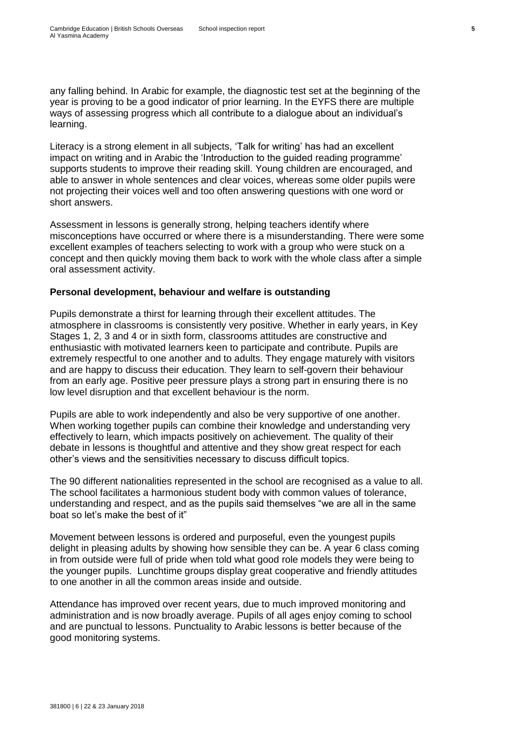any falling behind. In Arabic for example, the diagnostic test set at the beginning of the year is proving to be a good indicator of prior learning. In the EYFS there are multiple ways of assessing progress which all contribute to a dialogue about an individual's learning.

Literacy is a strong element in all subjects, 'Talk for writing' has had an excellent impact on writing and in Arabic the 'Introduction to the guided reading programme' supports students to improve their reading skill. Young children are encouraged, and able to answer in whole sentences and clear voices, whereas some older pupils were not projecting their voices well and too often answering questions with one word or short answers.

Assessment in lessons is generally strong, helping teachers identify where misconceptions have occurred or where there is a misunderstanding. There were some excellent examples of teachers selecting to work with a group who were stuck on a concept and then quickly moving them back to work with the whole class after a simple oral assessment activity.

**Personal development, behaviour and welfare is outstanding**

Pupils demonstrate a thirst for learning through their excellent attitudes. The atmosphere in classrooms is consistently very positive. Whether in early years, in Key Stages 1, 2, 3 and 4 or in sixth form, classrooms attitudes are constructive and enthusiastic with motivated learners keen to participate and contribute. Pupils are extremely respectful to one another and to adults. They engage maturely with visitors and are happy to discuss their education. They learn to self-govern their behaviour from an early age. Positive peer pressure plays a strong part in ensuring there is no low level disruption and that excellent behaviour is the norm.

Pupils are able to work independently and also be very supportive of one another. When working together pupils can combine their knowledge and understanding very effectively to learn, which impacts positively on achievement. The quality of their debate in lessons is thoughtful and attentive and they show great respect for each other's views and the sensitivities necessary to discuss difficult topics.

The 90 different nationalities represented in the school are recognised as a value to all. The school facilitates a harmonious student body with common values of tolerance, understanding and respect, and as the pupils said themselves "we are all in the same boat so let's make the best of it"

Movement between lessons is ordered and purposeful, even the youngest pupils delight in pleasing adults by showing how sensible they can be. A year 6 class coming in from outside were full of pride when told what good role models they were being to the younger pupils. Lunchtime groups display great cooperative and friendly attitudes to one another in all the common areas inside and outside.

Attendance has improved over recent years, due to much improved monitoring and administration and is now broadly average. Pupils of all ages enjoy coming to school and are punctual to lessons. Punctuality to Arabic lessons is better because of the good monitoring systems.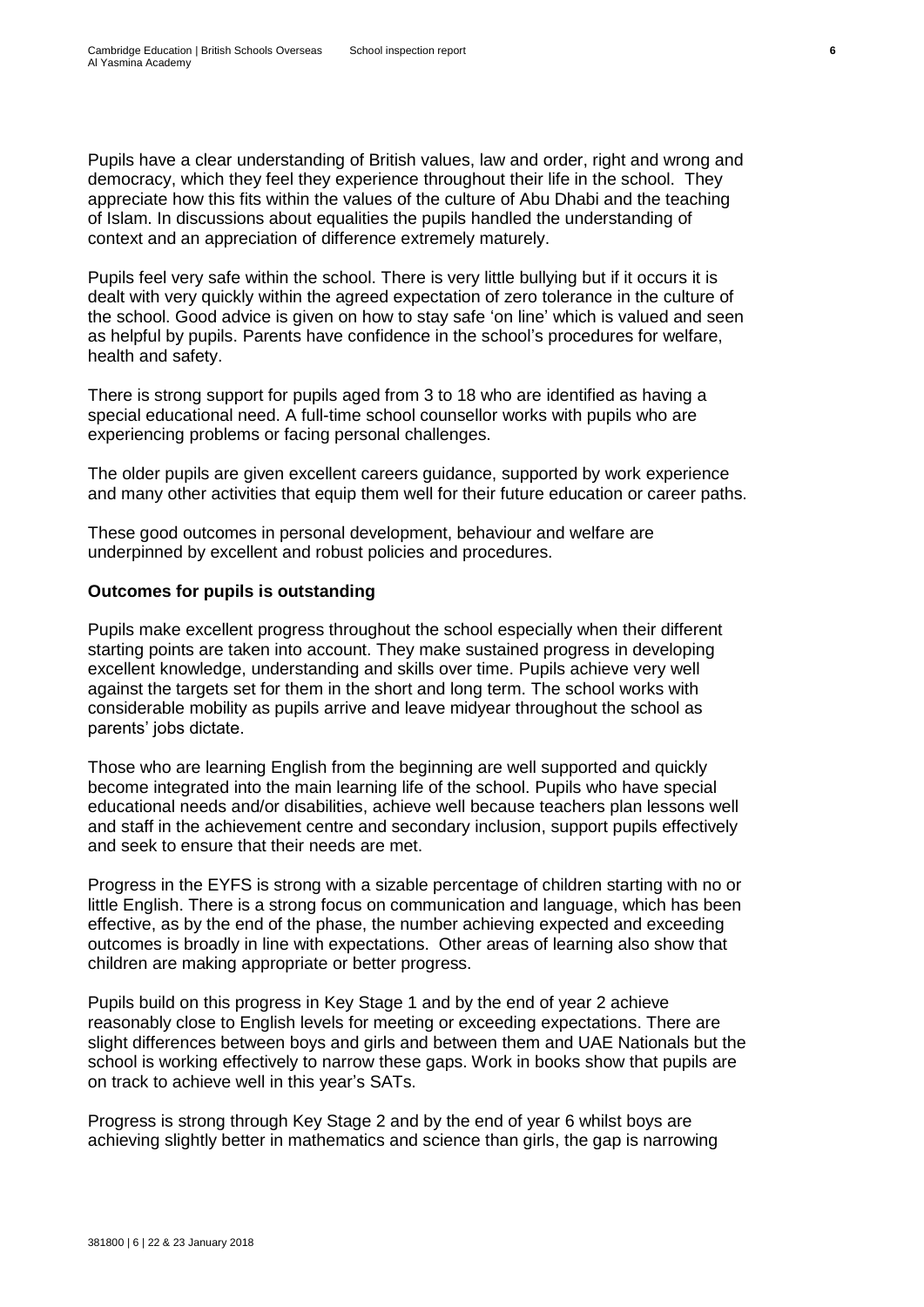Pupils have a clear understanding of British values, law and order, right and wrong and democracy, which they feel they experience throughout their life in the school. They appreciate how this fits within the values of the culture of Abu Dhabi and the teaching of Islam. In discussions about equalities the pupils handled the understanding of context and an appreciation of difference extremely maturely.

Pupils feel very safe within the school. There is very little bullying but if it occurs it is dealt with very quickly within the agreed expectation of zero tolerance in the culture of the school. Good advice is given on how to stay safe 'on line' which is valued and seen as helpful by pupils. Parents have confidence in the school's procedures for welfare, health and safety.

There is strong support for pupils aged from 3 to 18 who are identified as having a special educational need. A full-time school counsellor works with pupils who are experiencing problems or facing personal challenges.

The older pupils are given excellent careers guidance, supported by work experience and many other activities that equip them well for their future education or career paths.

These good outcomes in personal development, behaviour and welfare are underpinned by excellent and robust policies and procedures.

**Outcomes for pupils is outstanding**

Pupils make excellent progress throughout the school especially when their different starting points are taken into account. They make sustained progress in developing excellent knowledge, understanding and skills over time. Pupils achieve very well against the targets set for them in the short and long term. The school works with considerable mobility as pupils arrive and leave midyear throughout the school as parents' jobs dictate.

Those who are learning English from the beginning are well supported and quickly become integrated into the main learning life of the school. Pupils who have special educational needs and/or disabilities, achieve well because teachers plan lessons well and staff in the achievement centre and secondary inclusion, support pupils effectively and seek to ensure that their needs are met.

Progress in the EYFS is strong with a sizable percentage of children starting with no or little English. There is a strong focus on communication and language, which has been effective, as by the end of the phase, the number achieving expected and exceeding outcomes is broadly in line with expectations. Other areas of learning also show that children are making appropriate or better progress.

Pupils build on this progress in Key Stage 1 and by the end of year 2 achieve reasonably close to English levels for meeting or exceeding expectations. There are slight differences between boys and girls and between them and UAE Nationals but the school is working effectively to narrow these gaps. Work in books show that pupils are on track to achieve well in this year's SATs.

Progress is strong through Key Stage 2 and by the end of year 6 whilst boys are achieving slightly better in mathematics and science than girls, the gap is narrowing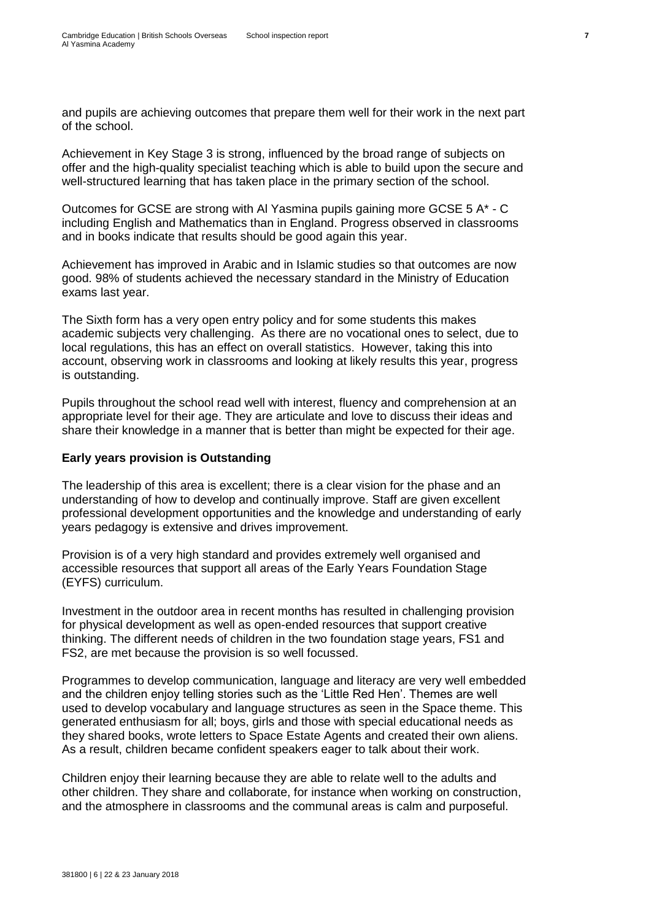and pupils are achieving outcomes that prepare them well for their work in the next part of the school.

Achievement in Key Stage 3 is strong, influenced by the broad range of subjects on offer and the high-quality specialist teaching which is able to build upon the secure and well-structured learning that has taken place in the primary section of the school.

Outcomes for GCSE are strong with Al Yasmina pupils gaining more GCSE 5 A* - C including English and Mathematics than in England. Progress observed in classrooms and in books indicate that results should be good again this year.

Achievement has improved in Arabic and in Islamic studies so that outcomes are now good. 98% of students achieved the necessary standard in the Ministry of Education exams last year.

The Sixth form has a very open entry policy and for some students this makes academic subjects very challenging. As there are no vocational ones to select, due to local regulations, this has an effect on overall statistics. However, taking this into account, observing work in classrooms and looking at likely results this year, progress is outstanding.

Pupils throughout the school read well with interest, fluency and comprehension at an appropriate level for their age. They are articulate and love to discuss their ideas and share their knowledge in a manner that is better than might be expected for their age.

**Early years provision is Outstanding**

The leadership of this area is excellent; there is a clear vision for the phase and an understanding of how to develop and continually improve. Staff are given excellent professional development opportunities and the knowledge and understanding of early years pedagogy is extensive and drives improvement.

Provision is of a very high standard and provides extremely well organised and accessible resources that support all areas of the Early Years Foundation Stage (EYFS) curriculum.

Investment in the outdoor area in recent months has resulted in challenging provision for physical development as well as open-ended resources that support creative thinking. The different needs of children in the two foundation stage years, FS1 and FS2, are met because the provision is so well focussed.

Programmes to develop communication, language and literacy are very well embedded and the children enjoy telling stories such as the 'Little Red Hen'. Themes are well used to develop vocabulary and language structures as seen in the Space theme. This generated enthusiasm for all; boys, girls and those with special educational needs as they shared books, wrote letters to Space Estate Agents and created their own aliens. As a result, children became confident speakers eager to talk about their work.

Children enjoy their learning because they are able to relate well to the adults and other children. They share and collaborate, for instance when working on construction, and the atmosphere in classrooms and the communal areas is calm and purposeful.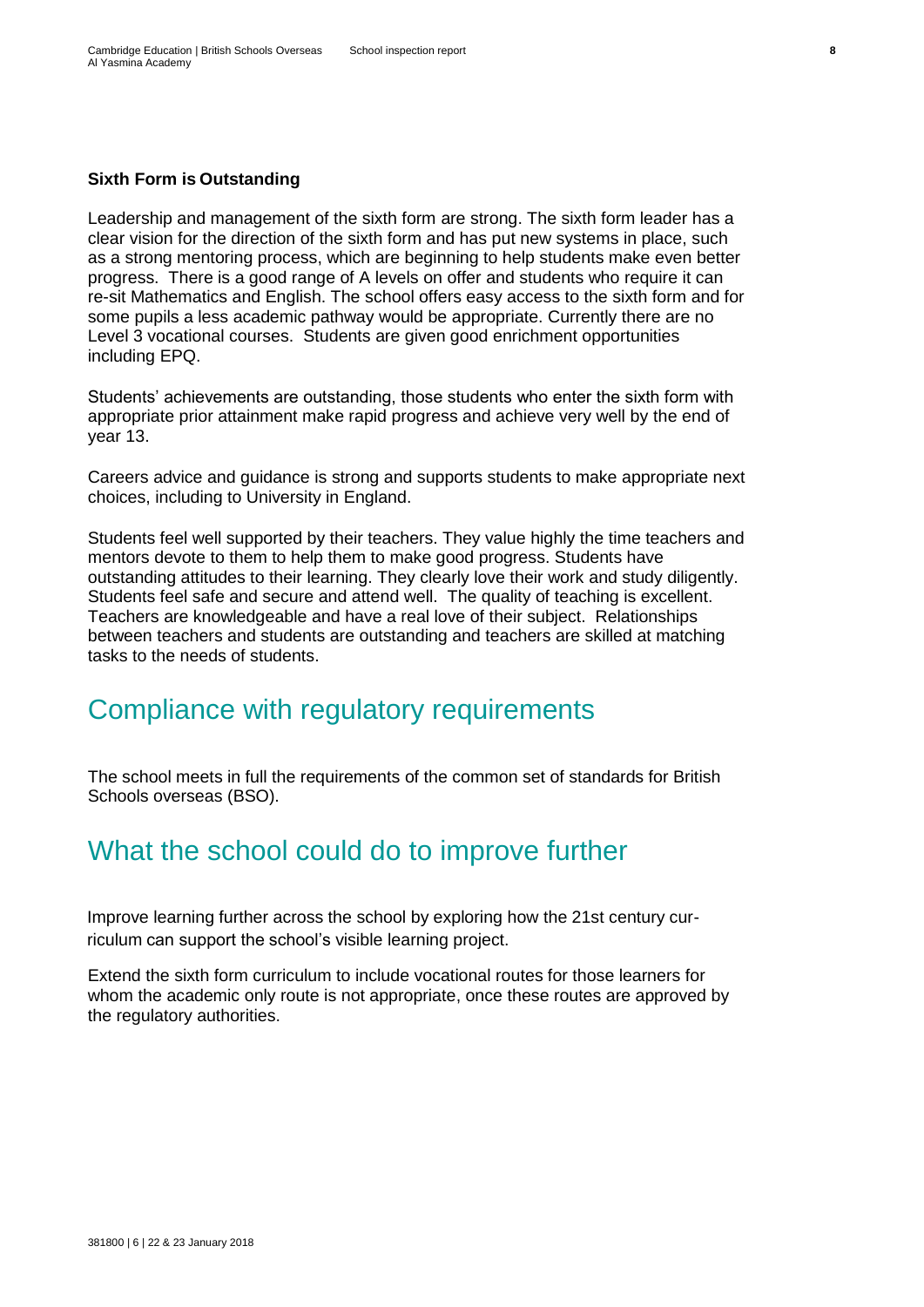**Sixth Form is Outstanding**

Leadership and management of the sixth form are strong. The sixth form leader has a clear vision for the direction of the sixth form and has put new systems in place, such as a strong mentoring process, which are beginning to help students make even better progress. There is a good range of A levels on offer and students who require it can re-sit Mathematics and English. The school offers easy access to the sixth form and for some pupils a less academic pathway would be appropriate. Currently there are no Level 3 vocational courses. Students are given good enrichment opportunities including EPQ.

Students' achievements are outstanding, those students who enter the sixth form with appropriate prior attainment make rapid progress and achieve very well by the end of year 13.

Careers advice and guidance is strong and supports students to make appropriate next choices, including to University in England.

Students feel well supported by their teachers. They value highly the time teachers and mentors devote to them to help them to make good progress. Students have outstanding attitudes to their learning. They clearly love their work and study diligently. Students feel safe and secure and attend well. The quality of teaching is excellent. Teachers are knowledgeable and have a real love of their subject. Relationships between teachers and students are outstanding and teachers are skilled at matching tasks to the needs of students.

## Compliance with regulatory requirements

The school meets in full the requirements of the common set of standards for British Schools overseas (BSO).

## What the school could do to improve further

Improve learning further across the school by exploring how the 21st century curriculum can support the school's visible learning project.

Extend the sixth form curriculum to include vocational routes for those learners for whom the academic only route is not appropriate, once these routes are approved by the regulatory authorities.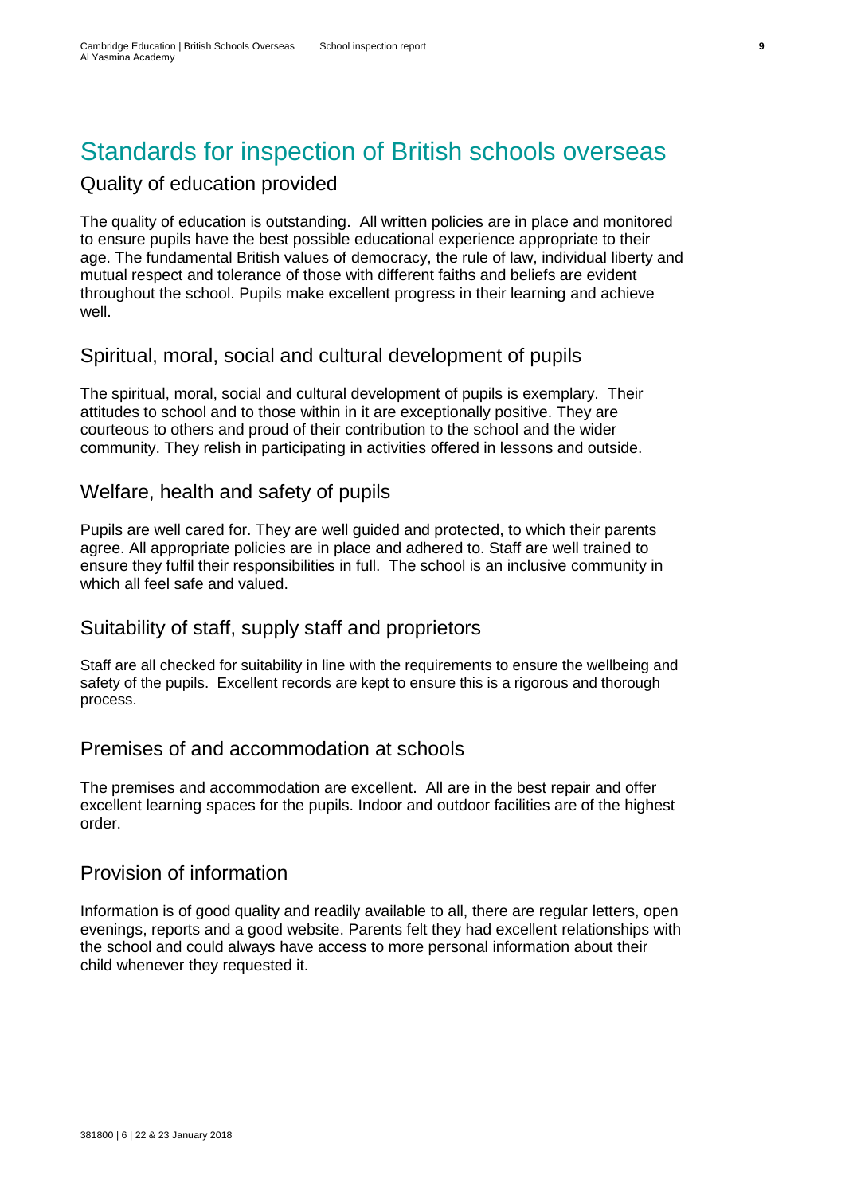# Standards for inspection of British schools overseas

## Quality of education provided

The quality of education is outstanding. All written policies are in place and monitored to ensure pupils have the best possible educational experience appropriate to their age. The fundamental British values of democracy, the rule of law, individual liberty and mutual respect and tolerance of those with different faiths and beliefs are evident throughout the school. Pupils make excellent progress in their learning and achieve well.

## Spiritual, moral, social and cultural development of pupils

The spiritual, moral, social and cultural development of pupils is exemplary. Their attitudes to school and to those within in it are exceptionally positive. They are courteous to others and proud of their contribution to the school and the wider community. They relish in participating in activities offered in lessons and outside.

## Welfare, health and safety of pupils

Pupils are well cared for. They are well guided and protected, to which their parents agree. All appropriate policies are in place and adhered to. Staff are well trained to ensure they fulfil their responsibilities in full. The school is an inclusive community in which all feel safe and valued.

## Suitability of staff, supply staff and proprietors

Staff are all checked for suitability in line with the requirements to ensure the wellbeing and safety of the pupils. Excellent records are kept to ensure this is a rigorous and thorough process.

## Premises of and accommodation at schools

The premises and accommodation are excellent. All are in the best repair and offer excellent learning spaces for the pupils. Indoor and outdoor facilities are of the highest order.

## Provision of information

Information is of good quality and readily available to all, there are regular letters, open evenings, reports and a good website. Parents felt they had excellent relationships with the school and could always have access to more personal information about their child whenever they requested it.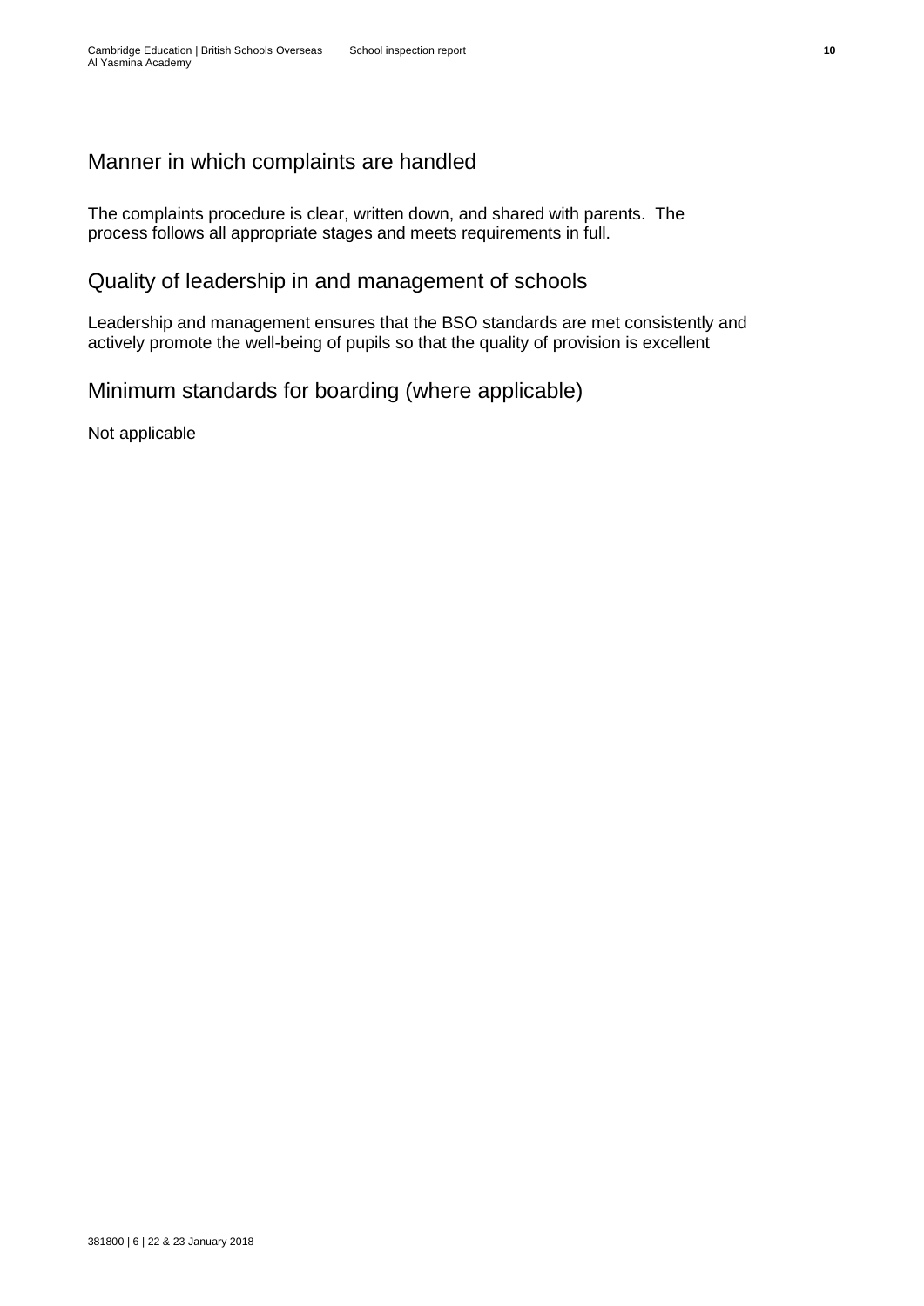## Manner in which complaints are handled

The complaints procedure is clear, written down, and shared with parents. The process follows all appropriate stages and meets requirements in full.

## Quality of leadership in and management of schools

Leadership and management ensures that the BSO standards are met consistently and actively promote the well-being of pupils so that the quality of provision is excellent

## Minimum standards for boarding (where applicable)

Not applicable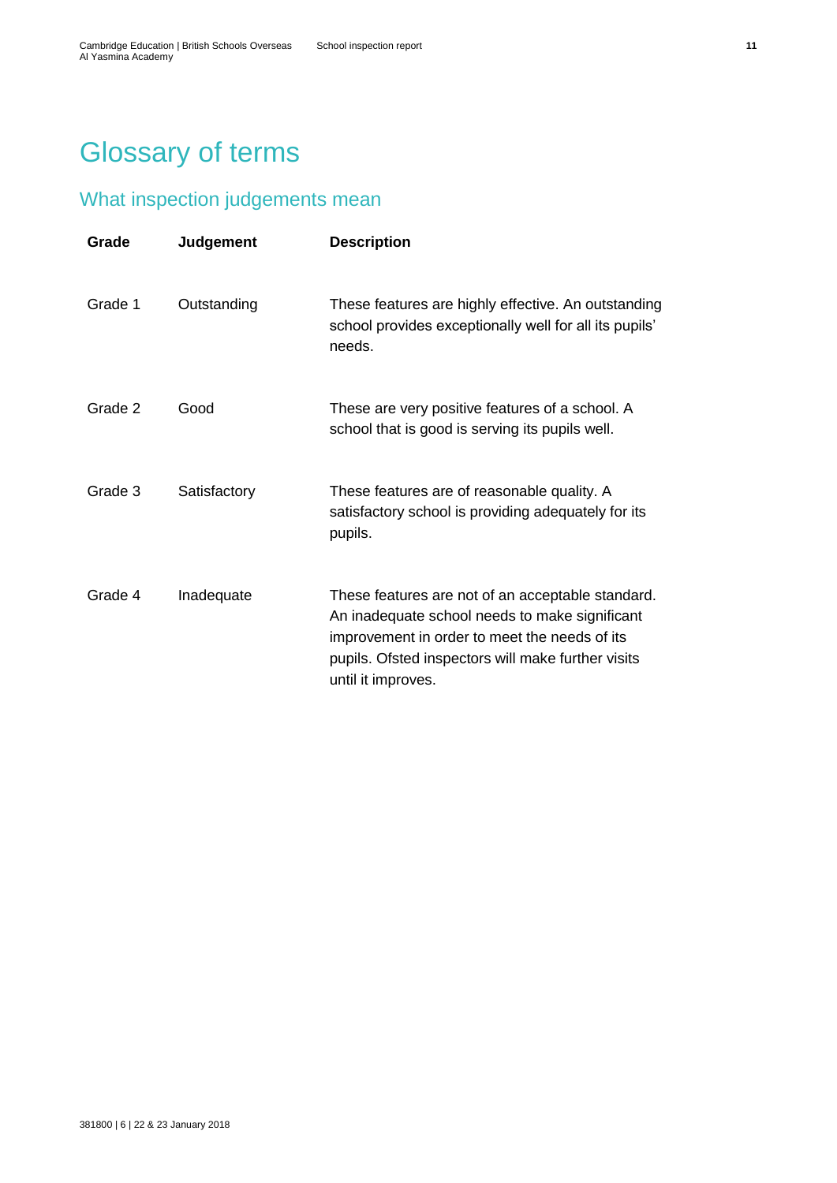# Glossary of terms

## What inspection judgements mean

| Grade | Judgement | Description |
|---|---|---|
| Grade 1 | Outstanding | These features are highly effective. An outstanding school provides exceptionally well for all its pupils' needs. |
| Grade 2 | Good | These are very positive features of a school. A school that is good is serving its pupils well. |
| Grade 3 | Satisfactory | These features are of reasonable quality. A satisfactory school is providing adequately for its pupils. |
| Grade 4 | Inadequate | These features are not of an acceptable standard. An inadequate school needs to make significant improvement in order to meet the needs of its pupils. Ofsted inspectors will make further visits until it improves. |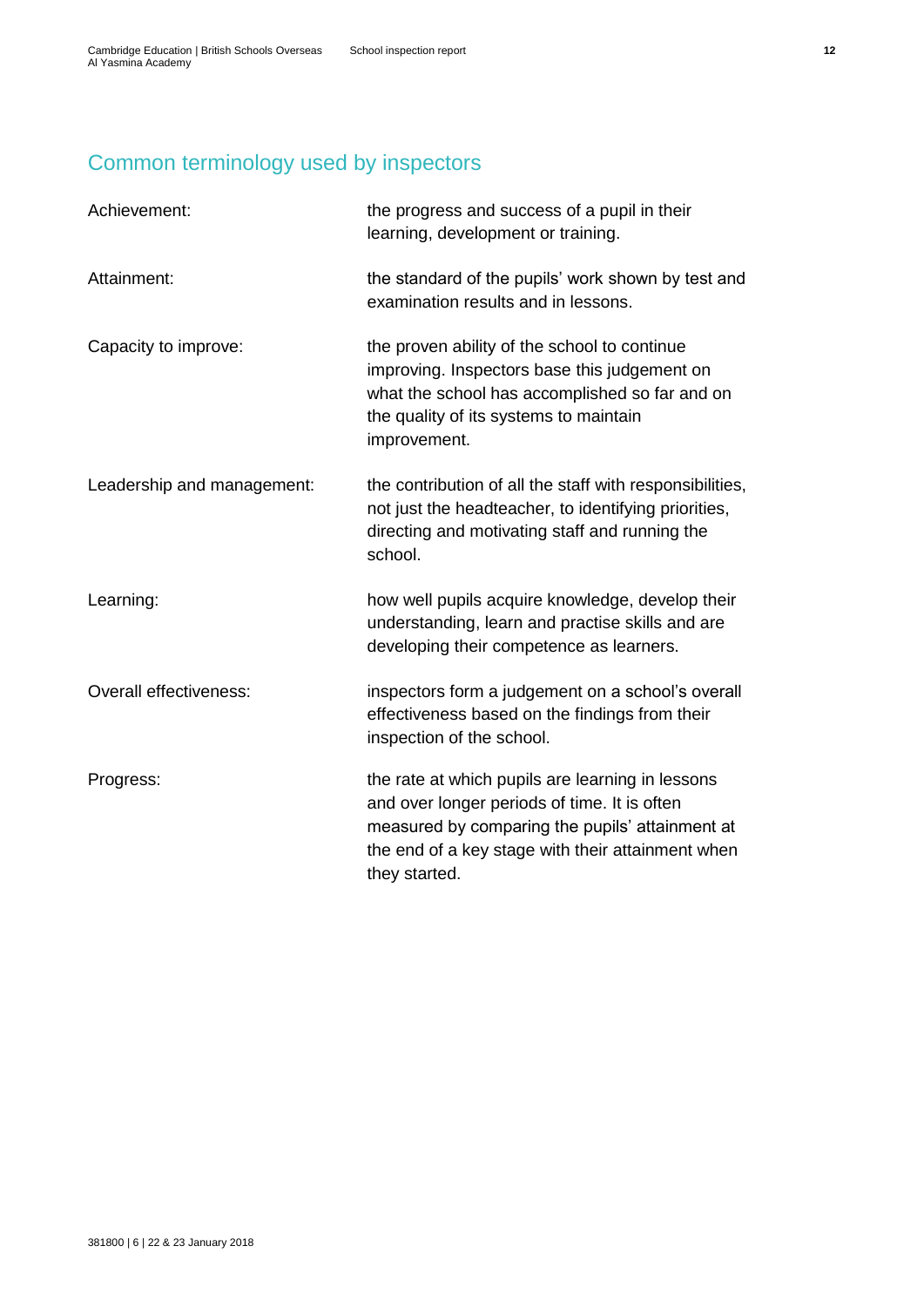## Common terminology used by inspectors

**Achievement:** the progress and success of a pupil in their learning, development or training.

**Attainment:** the standard of the pupils' work shown by test and examination results and in lessons.

**Capacity to improve:** the proven ability of the school to continue improving. Inspectors base this judgement on what the school has accomplished so far and on the quality of its systems to maintain improvement.

**Leadership and management:** the contribution of all the staff with responsibilities, not just the headteacher, to identifying priorities, directing and motivating staff and running the school.

**Learning:** how well pupils acquire knowledge, develop their understanding, learn and practise skills and are developing their competence as learners.

**Overall effectiveness:** inspectors form a judgement on a school's overall effectiveness based on the findings from their inspection of the school.

**Progress:** the rate at which pupils are learning in lessons and over longer periods of time. It is often measured by comparing the pupils' attainment at the end of a key stage with their attainment when they started.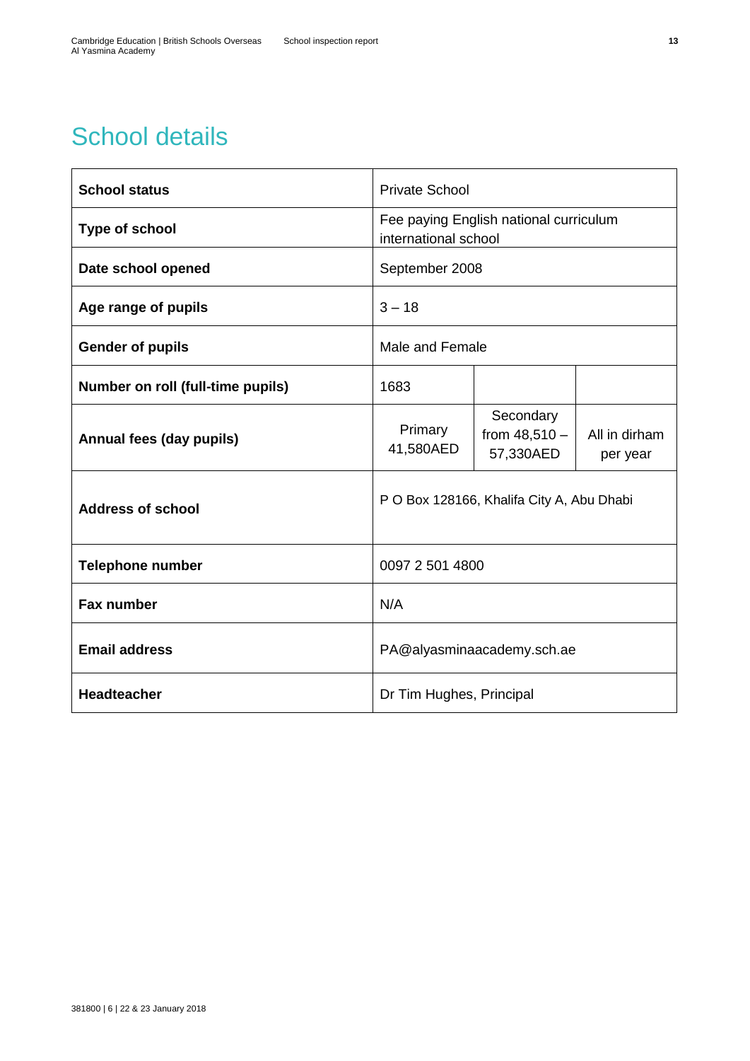# School details

| School status | Private School | | |
|---|---|---|---|
| Type of school | Fee paying English national curriculum international school | | |
| Date school opened | September 2008 | | |
| Age range of pupils | 3 – 18 | | |
| Gender of pupils | Male and Female | | |
| Number on roll (full-time pupils) | 1683 | | |
| Annual fees (day pupils) | Primary 41,580AED | Secondary from 48,510 – 57,330AED | All in dirham per year |
| Address of school | P O Box 128166, Khalifa City A, Abu Dhabi | | |
| Telephone number | 0097 2 501 4800 | | |
| Fax number | N/A | | |
| Email address | PA@alyasminaacademy.sch.ae | | |
| Headteacher | Dr Tim Hughes, Principal | | |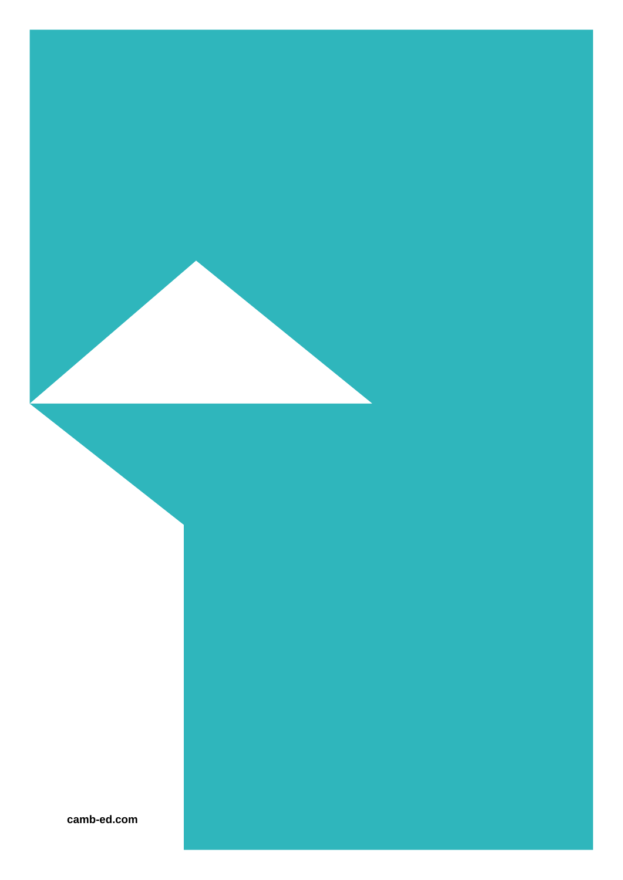camb-ed.com